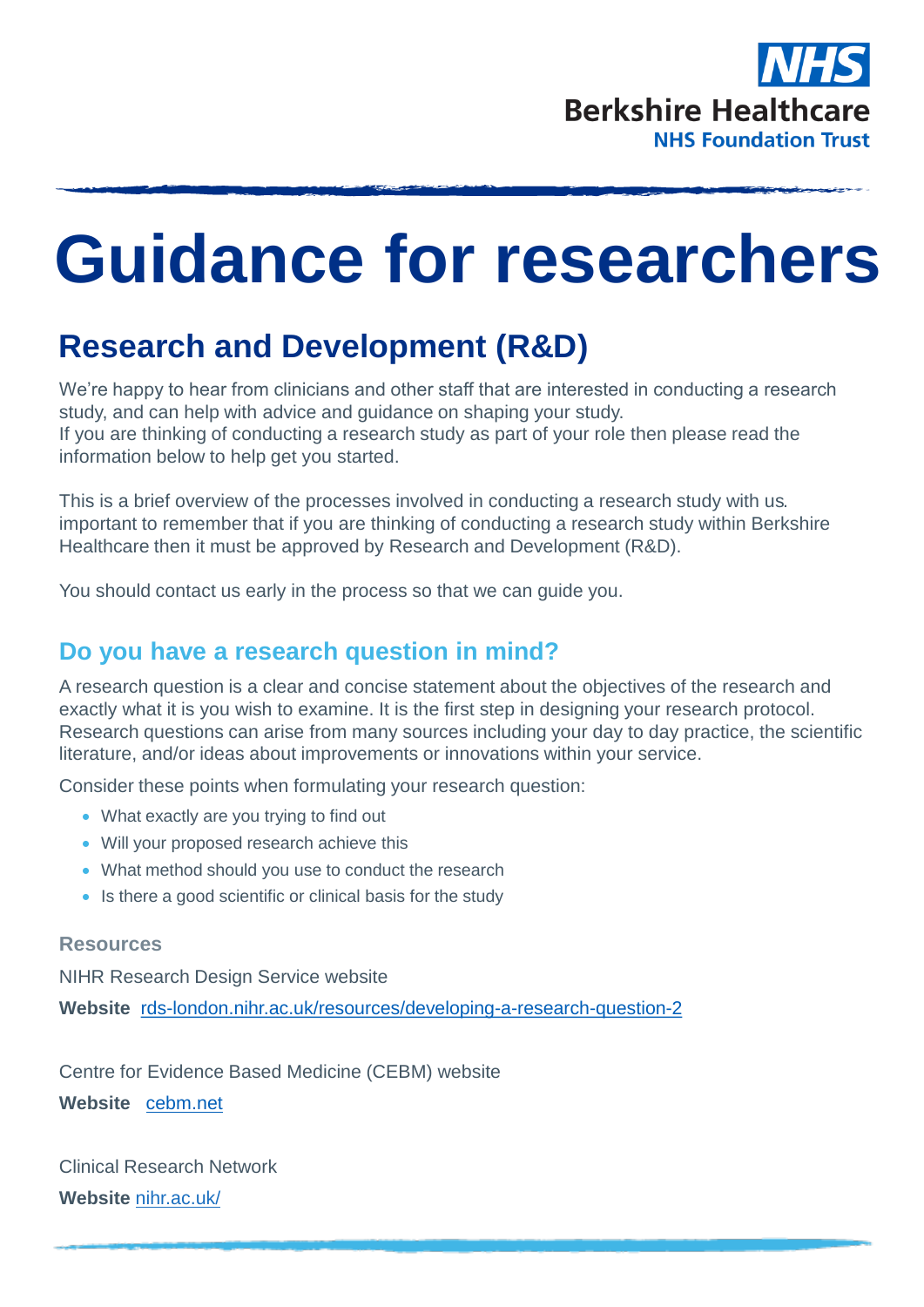NHS
Berkshire Healthcare
NHS Foundation Trust

# Guidance for researchers

## Research and Development (R&D)

We're happy to hear from clinicians and other staff that are interested in conducting a research study, and can help with advice and guidance on shaping your study.
If you are thinking of conducting a research study as part of your role then please read the information below to help get you started.

This is a brief overview of the processes involved in conducting a research study with us. important to remember that if you are thinking of conducting a research study within Berkshire Healthcare then it must be approved by Research and Development (R&D).

You should contact us early in the process so that we can guide you.

### Do you have a research question in mind?

A research question is a clear and concise statement about the objectives of the research and exactly what it is you wish to examine. It is the first step in designing your research protocol. Research questions can arise from many sources including your day to day practice, the scientific literature, and/or ideas about improvements or innovations within your service.

Consider these points when formulating your research question:

- What exactly are you trying to find out
- Will your proposed research achieve this
- What method should you use to conduct the research
- Is there a good scientific or clinical basis for the study

#### Resources

NIHR Research Design Service website

**Website** rds-london.nihr.ac.uk/resources/developing-a-research-question-2

Centre for Evidence Based Medicine (CEBM) website

**Website** cebm.net

Clinical Research Network

**Website** nihr.ac.uk/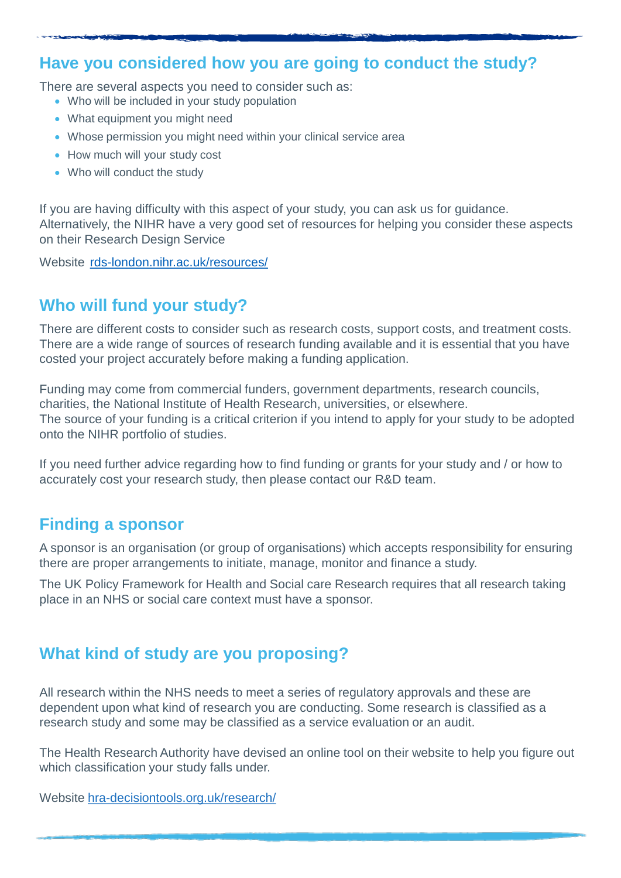## Have you considered how you are going to conduct the study?

There are several aspects you need to consider such as:

- Who will be included in your study population
- What equipment you might need
- Whose permission you might need within your clinical service area
- How much will your study cost
- Who will conduct the study

If you are having difficulty with this aspect of your study, you can ask us for guidance. Alternatively, the NIHR have a very good set of resources for helping you consider these aspects on their Research Design Service

Website [rds-london.nihr.ac.uk/resources/](rds-london.nihr.ac.uk/resources/)

## Who will fund your study?

There are different costs to consider such as research costs, support costs, and treatment costs. There are a wide range of sources of research funding available and it is essential that you have costed your project accurately before making a funding application.

Funding may come from commercial funders, government departments, research councils, charities, the National Institute of Health Research, universities, or elsewhere.
The source of your funding is a critical criterion if you intend to apply for your study to be adopted onto the NIHR portfolio of studies.

If you need further advice regarding how to find funding or grants for your study and / or how to accurately cost your research study, then please contact our R&D team.

## Finding a sponsor

A sponsor is an organisation (or group of organisations) which accepts responsibility for ensuring there are proper arrangements to initiate, manage, monitor and finance a study.

The UK Policy Framework for Health and Social care Research requires that all research taking place in an NHS or social care context must have a sponsor.

## What kind of study are you proposing?

All research within the NHS needs to meet a series of regulatory approvals and these are dependent upon what kind of research you are conducting. Some research is classified as a research study and some may be classified as a service evaluation or an audit.

The Health Research Authority have devised an online tool on their website to help you figure out which classification your study falls under.

Website [hra-decisiontools.org.uk/research/](hra-decisiontools.org.uk/research/)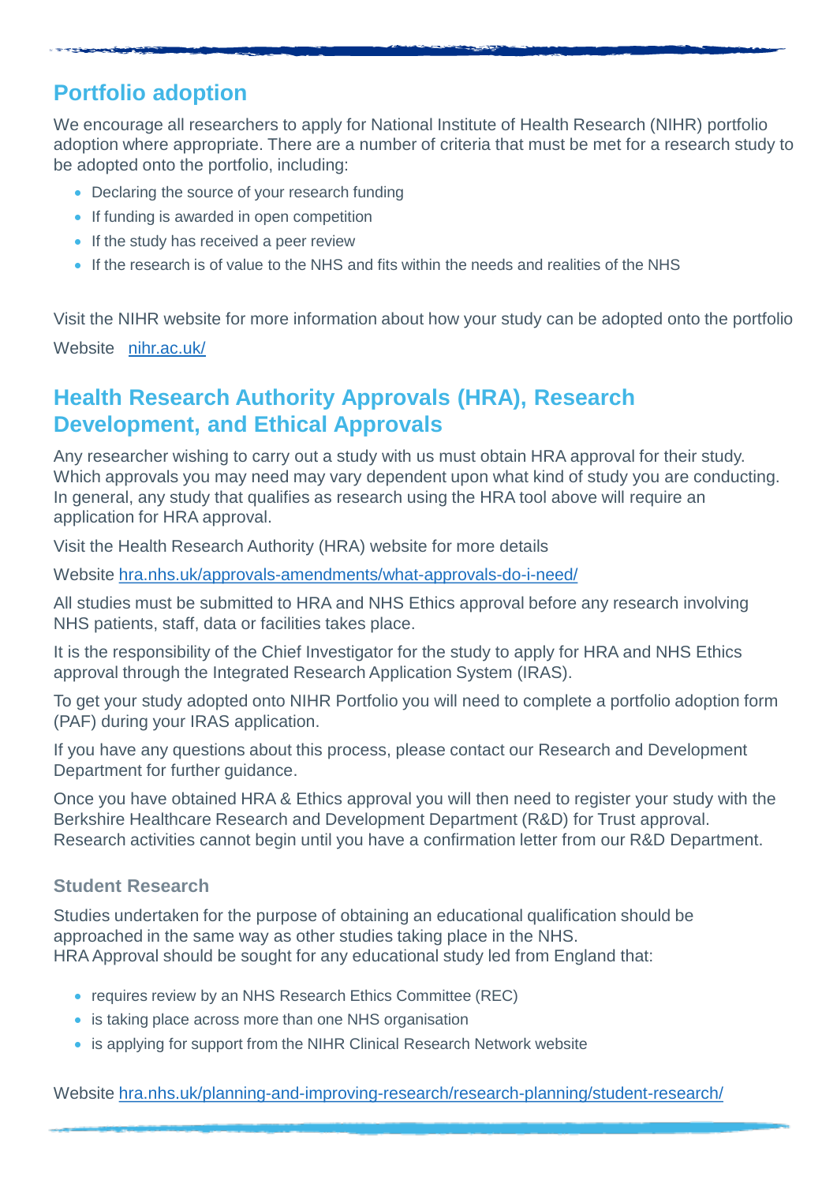## Portfolio adoption

We encourage all researchers to apply for National Institute of Health Research (NIHR) portfolio adoption where appropriate. There are a number of criteria that must be met for a research study to be adopted onto the portfolio, including:

- Declaring the source of your research funding
- If funding is awarded in open competition
- If the study has received a peer review
- If the research is of value to the NHS and fits within the needs and realities of the NHS

Visit the NIHR website for more information about how your study can be adopted onto the portfolio

Website [nihr.ac.uk/](nihr.ac.uk/)

## Health Research Authority Approvals (HRA), Research Development, and Ethical Approvals

Any researcher wishing to carry out a study with us must obtain HRA approval for their study. Which approvals you may need may vary dependent upon what kind of study you are conducting. In general, any study that qualifies as research using the HRA tool above will require an application for HRA approval.

Visit the Health Research Authority (HRA) website for more details

Website [hra.nhs.uk/approvals-amendments/what-approvals-do-i-need/](hra.nhs.uk/approvals-amendments/what-approvals-do-i-need/)

All studies must be submitted to HRA and NHS Ethics approval before any research involving NHS patients, staff, data or facilities takes place.

It is the responsibility of the Chief Investigator for the study to apply for HRA and NHS Ethics approval through the Integrated Research Application System (IRAS).

To get your study adopted onto NIHR Portfolio you will need to complete a portfolio adoption form (PAF) during your IRAS application.

If you have any questions about this process, please contact our Research and Development Department for further guidance.

Once you have obtained HRA & Ethics approval you will then need to register your study with the Berkshire Healthcare Research and Development Department (R&D) for Trust approval. Research activities cannot begin until you have a confirmation letter from our R&D Department.

### Student Research

Studies undertaken for the purpose of obtaining an educational qualification should be approached in the same way as other studies taking place in the NHS.
HRA Approval should be sought for any educational study led from England that:

- requires review by an NHS Research Ethics Committee (REC)
- is taking place across more than one NHS organisation
- is applying for support from the NIHR Clinical Research Network website

Website [hra.nhs.uk/planning-and-improving-research/research-planning/student-research/](hra.nhs.uk/planning-and-improving-research/research-planning/student-research/)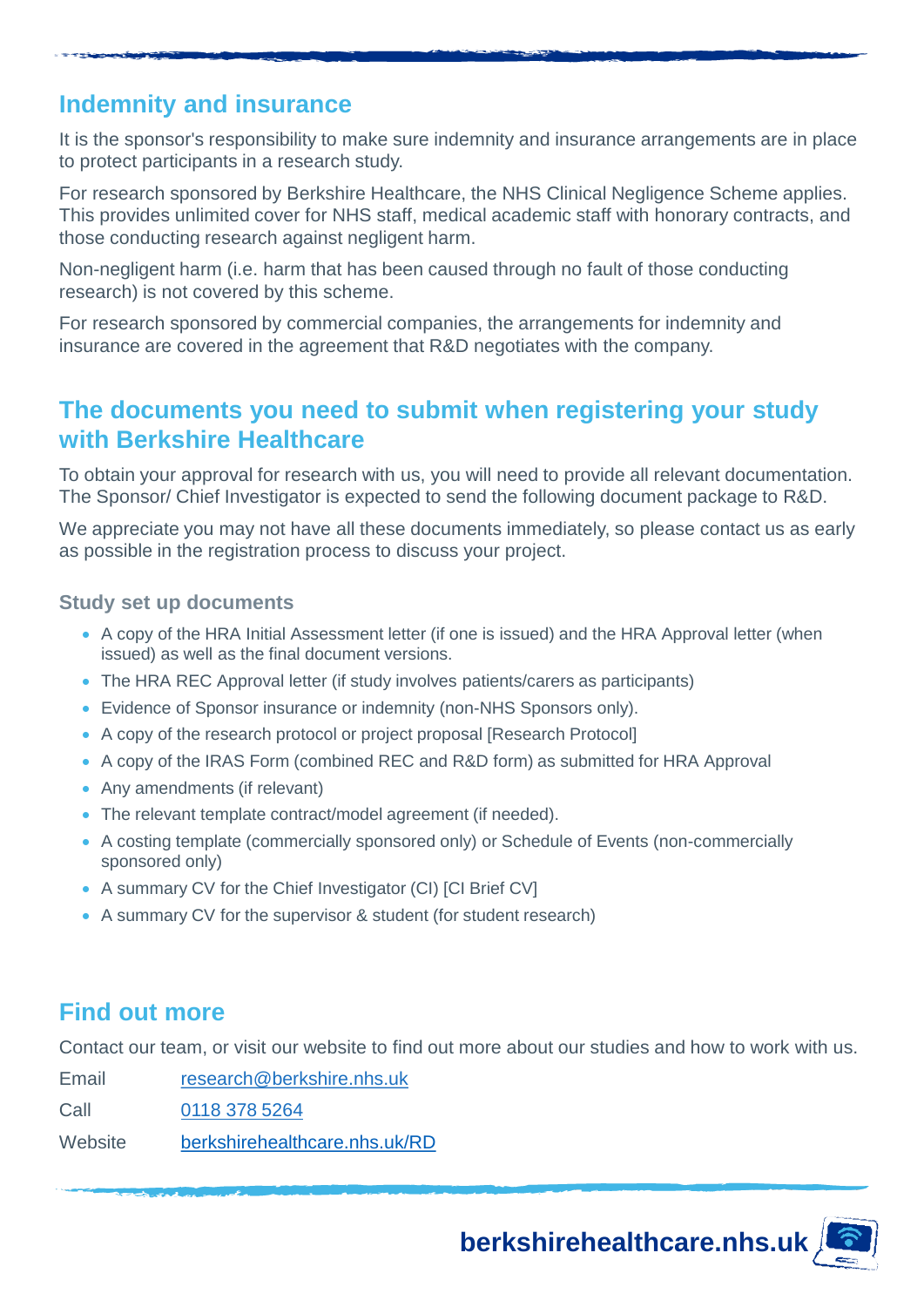## Indemnity and insurance

It is the sponsor's responsibility to make sure indemnity and insurance arrangements are in place to protect participants in a research study.

For research sponsored by Berkshire Healthcare, the NHS Clinical Negligence Scheme applies. This provides unlimited cover for NHS staff, medical academic staff with honorary contracts, and those conducting research against negligent harm.

Non-negligent harm (i.e. harm that has been caused through no fault of those conducting research) is not covered by this scheme.

For research sponsored by commercial companies, the arrangements for indemnity and insurance are covered in the agreement that R&D negotiates with the company.

## The documents you need to submit when registering your study with Berkshire Healthcare

To obtain your approval for research with us, you will need to provide all relevant documentation. The Sponsor/ Chief Investigator is expected to send the following document package to R&D.

We appreciate you may not have all these documents immediately, so please contact us as early as possible in the registration process to discuss your project.

### Study set up documents

- A copy of the HRA Initial Assessment letter (if one is issued) and the HRA Approval letter (when issued) as well as the final document versions.
- The HRA REC Approval letter (if study involves patients/carers as participants)
- Evidence of Sponsor insurance or indemnity (non-NHS Sponsors only).
- A copy of the research protocol or project proposal [Research Protocol]
- A copy of the IRAS Form (combined REC and R&D form) as submitted for HRA Approval
- Any amendments (if relevant)
- The relevant template contract/model agreement (if needed).
- A costing template (commercially sponsored only) or Schedule of Events (non-commercially sponsored only)
- A summary CV for the Chief Investigator (CI) [CI Brief CV]
- A summary CV for the supervisor & student (for student research)

## Find out more

Contact our team, or visit our website to find out more about our studies and how to work with us.

| | |
|---|---|
| Email | research@berkshire.nhs.uk |
| Call | 0118 378 5264 |
| Website | berkshirehealthcare.nhs.uk/RD |

berkshirehealthcare.nhs.uk